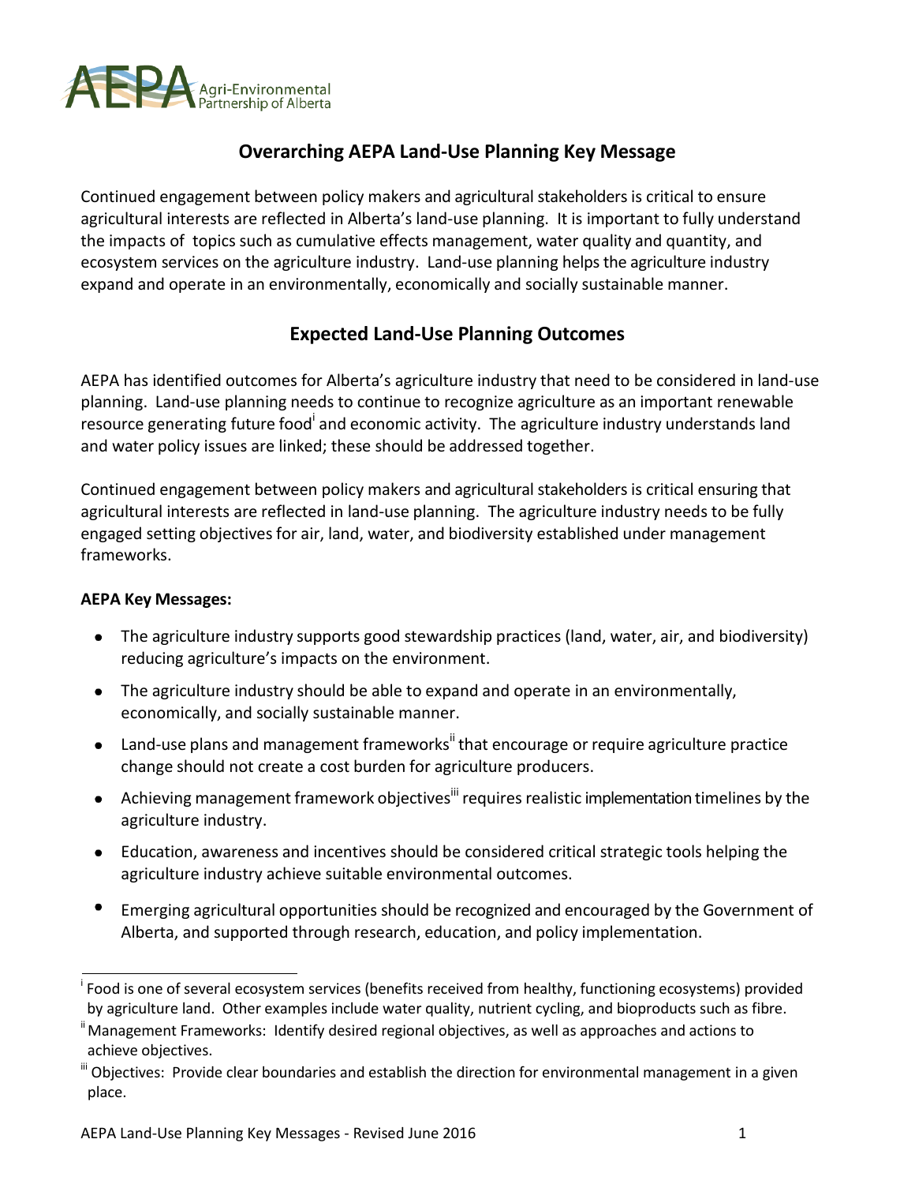# Overarching AEPA Land-Use Planning Key Message

Continued engagement between policy makers and agricultural stakeholders is critical to ensure agricultural interests are reflected in Alberta's land-use planning. It is important to fully understand the impacts of topics such as cumulative effects management, water quality and quantity, and ecosystem services on the agriculture industry. Land-use planning helps the agriculture industry expand and operate in an environmentally, economically and socially sustainable manner.

## Expected Land-Use Planning Outcomes

AEPA has identified outcomes for Alberta's agriculture industry that need to be considered in land-use planning. Land-use planning needs to continue to recognize agriculture as an important renewable resource generating future food[i] and economic activity. The agriculture industry understands land and water policy issues are linked; these should be addressed together.

Continued engagement between policy makers and agricultural stakeholders is critical ensuring that agricultural interests are reflected in land-use planning. The agriculture industry needs to be fully engaged setting objectives for air, land, water, and biodiversity established under management frameworks.

**AEPA Key Messages:**

- The agriculture industry supports good stewardship practices (land, water, air, and biodiversity) reducing agriculture's impacts on the environment.
- The agriculture industry should be able to expand and operate in an environmentally, economically, and socially sustainable manner.
- Land-use plans and management frameworks[ii] that encourage or require agriculture practice change should not create a cost burden for agriculture producers.
- Achieving management framework objectives[iii] requires realistic implementation timelines by the agriculture industry.
- Education, awareness and incentives should be considered critical strategic tools helping the agriculture industry achieve suitable environmental outcomes.
- Emerging agricultural opportunities should be recognized and encouraged by the Government of Alberta, and supported through research, education, and policy implementation.

---

[i] Food is one of several ecosystem services (benefits received from healthy, functioning ecosystems) provided by agriculture land. Other examples include water quality, nutrient cycling, and bioproducts such as fibre.

[ii] Management Frameworks: Identify desired regional objectives, as well as approaches and actions to achieve objectives.

[iii] Objectives: Provide clear boundaries and establish the direction for environmental management in a given place.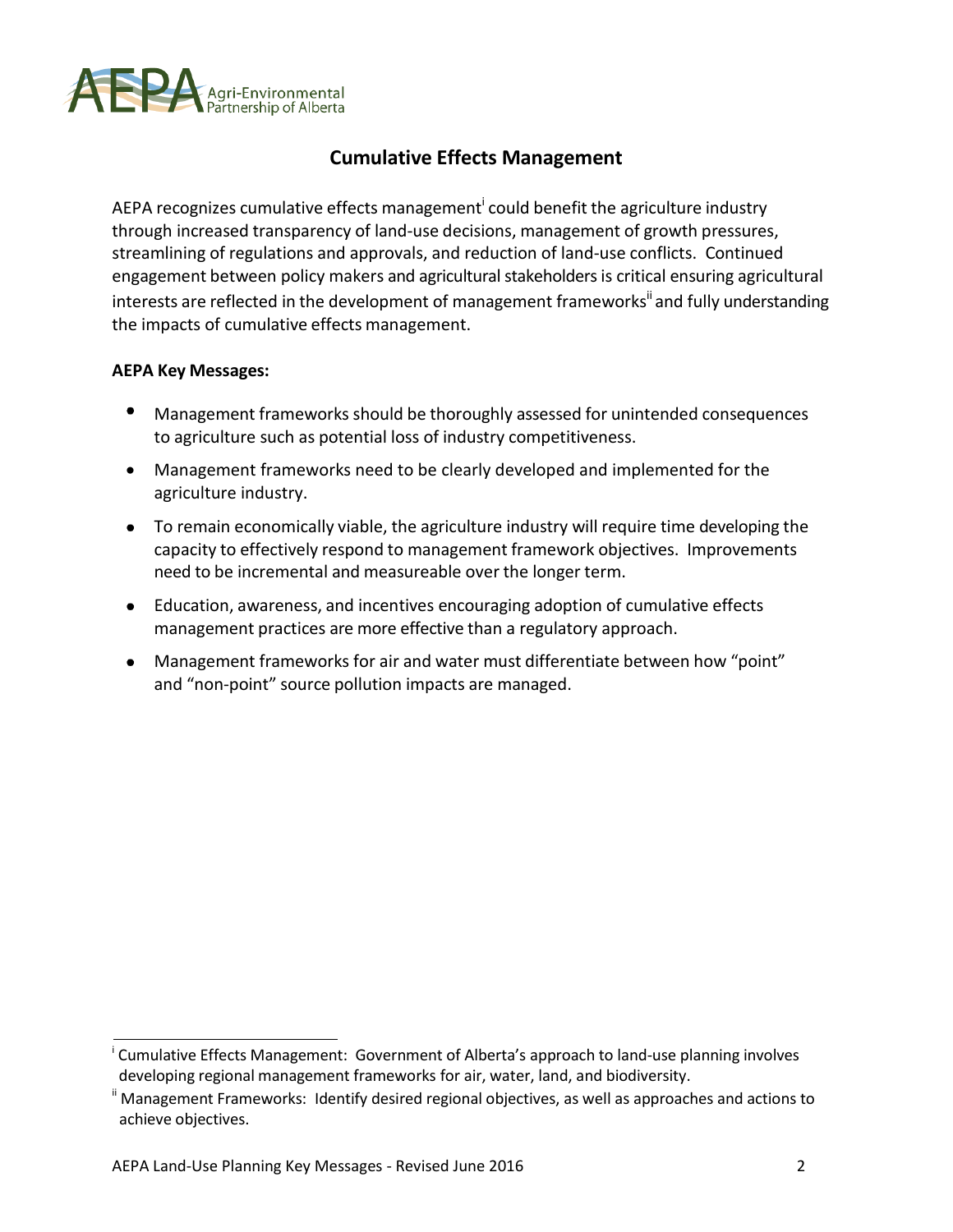## Cumulative Effects Management

AEPA recognizes cumulative effects management[i] could benefit the agriculture industry through increased transparency of land-use decisions, management of growth pressures, streamlining of regulations and approvals, and reduction of land-use conflicts. Continued engagement between policy makers and agricultural stakeholders is critical ensuring agricultural interests are reflected in the development of management frameworks[ii] and fully understanding the impacts of cumulative effects management.

**AEPA Key Messages:**

- Management frameworks should be thoroughly assessed for unintended consequences to agriculture such as potential loss of industry competitiveness.
- Management frameworks need to be clearly developed and implemented for the agriculture industry.
- To remain economically viable, the agriculture industry will require time developing the capacity to effectively respond to management framework objectives. Improvements need to be incremental and measureable over the longer term.
- Education, awareness, and incentives encouraging adoption of cumulative effects management practices are more effective than a regulatory approach.
- Management frameworks for air and water must differentiate between how "point" and "non-point" source pollution impacts are managed.

---

[i] Cumulative Effects Management: Government of Alberta's approach to land-use planning involves developing regional management frameworks for air, water, land, and biodiversity.

[ii] Management Frameworks: Identify desired regional objectives, as well as approaches and actions to achieve objectives.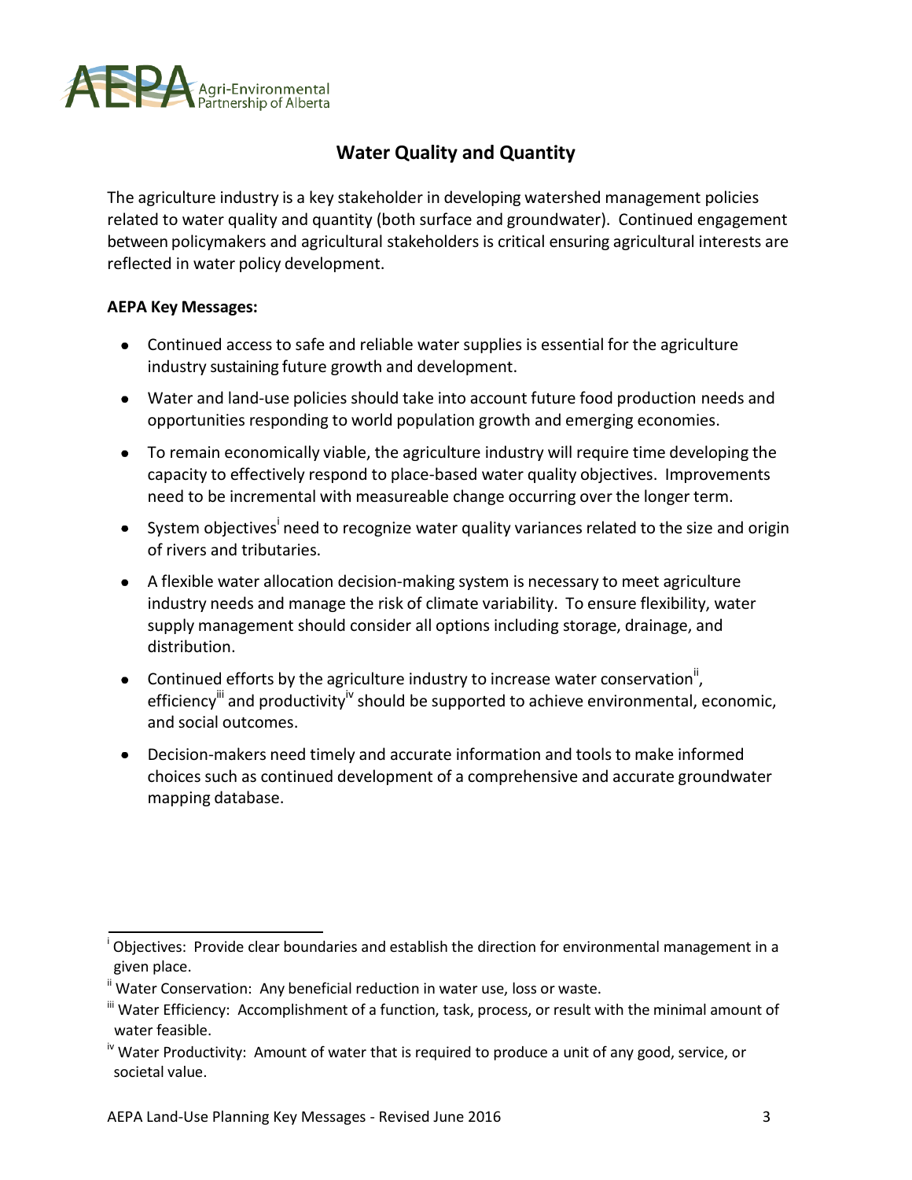## Water Quality and Quantity

The agriculture industry is a key stakeholder in developing watershed management policies related to water quality and quantity (both surface and groundwater). Continued engagement between policymakers and agricultural stakeholders is critical ensuring agricultural interests are reflected in water policy development.

**AEPA Key Messages:**

- Continued access to safe and reliable water supplies is essential for the agriculture industry sustaining future growth and development.
- Water and land-use policies should take into account future food production needs and opportunities responding to world population growth and emerging economies.
- To remain economically viable, the agriculture industry will require time developing the capacity to effectively respond to place-based water quality objectives. Improvements need to be incremental with measureable change occurring over the longer term.
- System objectives[i] need to recognize water quality variances related to the size and origin of rivers and tributaries.
- A flexible water allocation decision-making system is necessary to meet agriculture industry needs and manage the risk of climate variability. To ensure flexibility, water supply management should consider all options including storage, drainage, and distribution.
- Continued efforts by the agriculture industry to increase water conservation[ii], efficiency[iii] and productivity[iv] should be supported to achieve environmental, economic, and social outcomes.
- Decision-makers need timely and accurate information and tools to make informed choices such as continued development of a comprehensive and accurate groundwater mapping database.

---

[i] Objectives: Provide clear boundaries and establish the direction for environmental management in a given place.

[ii] Water Conservation: Any beneficial reduction in water use, loss or waste.

[iii] Water Efficiency: Accomplishment of a function, task, process, or result with the minimal amount of water feasible.

[iv] Water Productivity: Amount of water that is required to produce a unit of any good, service, or societal value.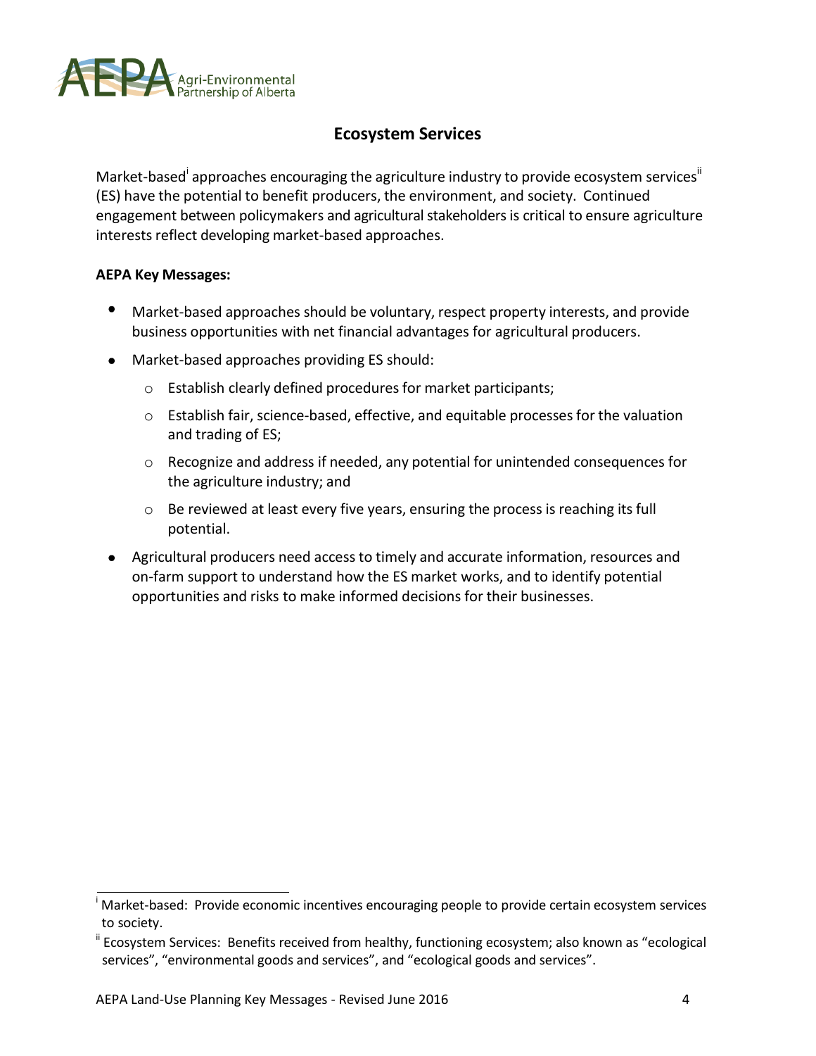# Ecosystem Services

Market-based[i] approaches encouraging the agriculture industry to provide ecosystem services[ii] (ES) have the potential to benefit producers, the environment, and society. Continued engagement between policymakers and agricultural stakeholders is critical to ensure agriculture interests reflect developing market-based approaches.

**AEPA Key Messages:**

- Market-based approaches should be voluntary, respect property interests, and provide business opportunities with net financial advantages for agricultural producers.
- Market-based approaches providing ES should:
  - Establish clearly defined procedures for market participants;
  - Establish fair, science-based, effective, and equitable processes for the valuation and trading of ES;
  - Recognize and address if needed, any potential for unintended consequences for the agriculture industry; and
  - Be reviewed at least every five years, ensuring the process is reaching its full potential.
- Agricultural producers need access to timely and accurate information, resources and on-farm support to understand how the ES market works, and to identify potential opportunities and risks to make informed decisions for their businesses.

---

[i] Market-based: Provide economic incentives encouraging people to provide certain ecosystem services to society.

[ii] Ecosystem Services: Benefits received from healthy, functioning ecosystem; also known as “ecological services”, “environmental goods and services”, and “ecological goods and services”.